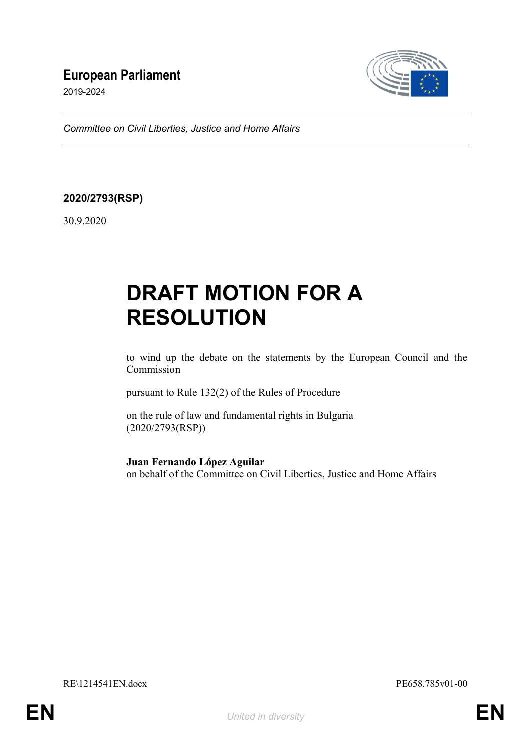# European Parliament

2019-2024

*Committee on Civil Liberties, Justice and Home Affairs*

**2020/2793(RSP)**

30.9.2020

# DRAFT MOTION FOR A RESOLUTION

to wind up the debate on the statements by the European Council and the Commission

pursuant to Rule 132(2) of the Rules of Procedure

on the rule of law and fundamental rights in Bulgaria
(2020/2793(RSP))

**Juan Fernando López Aguilar**
on behalf of the Committee on Civil Liberties, Justice and Home Affairs

RE\1214541EN.docx PE658.785v01-00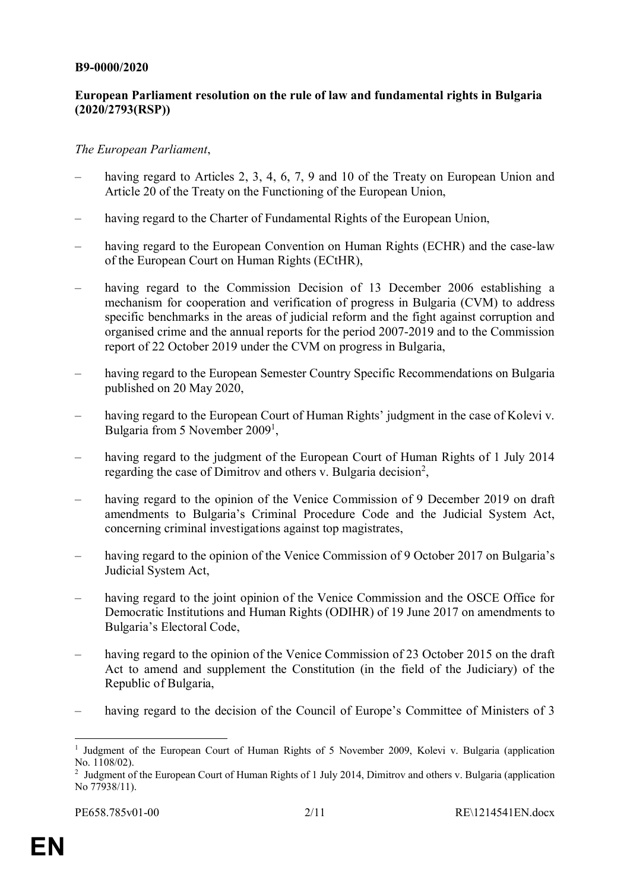**B9-0000/2020**

**European Parliament resolution on the rule of law and fundamental rights in Bulgaria (2020/2793(RSP))**

*The European Parliament*,

– having regard to Articles 2, 3, 4, 6, 7, 9 and 10 of the Treaty on European Union and Article 20 of the Treaty on the Functioning of the European Union,

– having regard to the Charter of Fundamental Rights of the European Union,

– having regard to the European Convention on Human Rights (ECHR) and the case-law of the European Court on Human Rights (ECtHR),

– having regard to the Commission Decision of 13 December 2006 establishing a mechanism for cooperation and verification of progress in Bulgaria (CVM) to address specific benchmarks in the areas of judicial reform and the fight against corruption and organised crime and the annual reports for the period 2007-2019 and to the Commission report of 22 October 2019 under the CVM on progress in Bulgaria,

– having regard to the European Semester Country Specific Recommendations on Bulgaria published on 20 May 2020,

– having regard to the European Court of Human Rights' judgment in the case of Kolevi v. Bulgaria from 5 November 2009[1],

– having regard to the judgment of the European Court of Human Rights of 1 July 2014 regarding the case of Dimitrov and others v. Bulgaria decision[2],

– having regard to the opinion of the Venice Commission of 9 December 2019 on draft amendments to Bulgaria's Criminal Procedure Code and the Judicial System Act, concerning criminal investigations against top magistrates,

– having regard to the opinion of the Venice Commission of 9 October 2017 on Bulgaria's Judicial System Act,

– having regard to the joint opinion of the Venice Commission and the OSCE Office for Democratic Institutions and Human Rights (ODIHR) of 19 June 2017 on amendments to Bulgaria's Electoral Code,

– having regard to the opinion of the Venice Commission of 23 October 2015 on the draft Act to amend and supplement the Constitution (in the field of the Judiciary) of the Republic of Bulgaria,

– having regard to the decision of the Council of Europe's Committee of Ministers of 3

---

[1] Judgment of the European Court of Human Rights of 5 November 2009, Kolevi v. Bulgaria (application No. 1108/02).

[2] Judgment of the European Court of Human Rights of 1 July 2014, Dimitrov and others v. Bulgaria (application No 77938/11).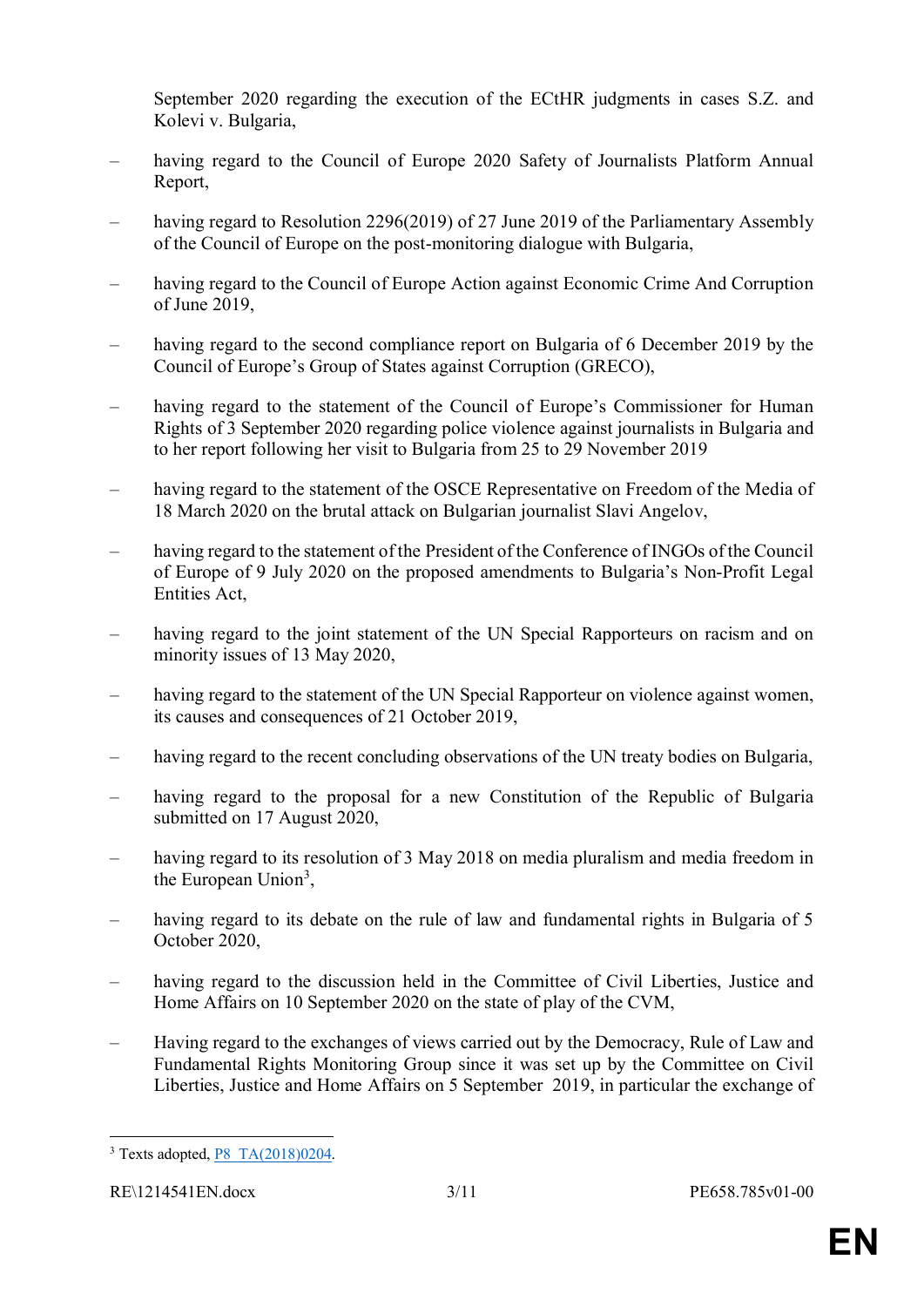September 2020 regarding the execution of the ECtHR judgments in cases S.Z. and Kolevi v. Bulgaria,

– having regard to the Council of Europe 2020 Safety of Journalists Platform Annual Report,

– having regard to Resolution 2296(2019) of 27 June 2019 of the Parliamentary Assembly of the Council of Europe on the post-monitoring dialogue with Bulgaria,

– having regard to the Council of Europe Action against Economic Crime And Corruption of June 2019,

– having regard to the second compliance report on Bulgaria of 6 December 2019 by the Council of Europe's Group of States against Corruption (GRECO),

– having regard to the statement of the Council of Europe's Commissioner for Human Rights of 3 September 2020 regarding police violence against journalists in Bulgaria and to her report following her visit to Bulgaria from 25 to 29 November 2019

– having regard to the statement of the OSCE Representative on Freedom of the Media of 18 March 2020 on the brutal attack on Bulgarian journalist Slavi Angelov,

– having regard to the statement of the President of the Conference of INGOs of the Council of Europe of 9 July 2020 on the proposed amendments to Bulgaria's Non-Profit Legal Entities Act,

– having regard to the joint statement of the UN Special Rapporteurs on racism and on minority issues of 13 May 2020,

– having regard to the statement of the UN Special Rapporteur on violence against women, its causes and consequences of 21 October 2019,

– having regard to the recent concluding observations of the UN treaty bodies on Bulgaria,

– having regard to the proposal for a new Constitution of the Republic of Bulgaria submitted on 17 August 2020,

– having regard to its resolution of 3 May 2018 on media pluralism and media freedom in the European Union[3],

– having regard to its debate on the rule of law and fundamental rights in Bulgaria of 5 October 2020,

– having regard to the discussion held in the Committee of Civil Liberties, Justice and Home Affairs on 10 September 2020 on the state of play of the CVM,

– Having regard to the exchanges of views carried out by the Democracy, Rule of Law and Fundamental Rights Monitoring Group since it was set up by the Committee on Civil Liberties, Justice and Home Affairs on 5 September 2019, in particular the exchange of

---

[3] Texts adopted, P8_TA(2018)0204.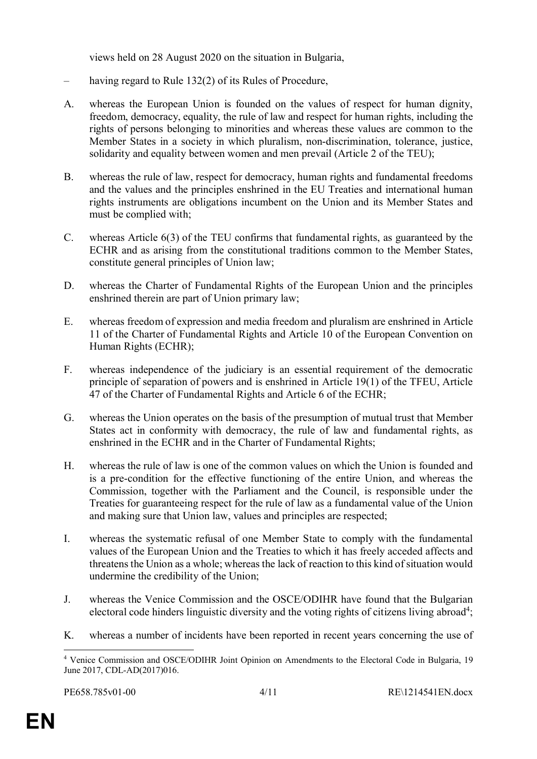views held on 28 August 2020 on the situation in Bulgaria,

– having regard to Rule 132(2) of its Rules of Procedure,

A. whereas the European Union is founded on the values of respect for human dignity, freedom, democracy, equality, the rule of law and respect for human rights, including the rights of persons belonging to minorities and whereas these values are common to the Member States in a society in which pluralism, non-discrimination, tolerance, justice, solidarity and equality between women and men prevail (Article 2 of the TEU);

B. whereas the rule of law, respect for democracy, human rights and fundamental freedoms and the values and the principles enshrined in the EU Treaties and international human rights instruments are obligations incumbent on the Union and its Member States and must be complied with;

C. whereas Article 6(3) of the TEU confirms that fundamental rights, as guaranteed by the ECHR and as arising from the constitutional traditions common to the Member States, constitute general principles of Union law;

D. whereas the Charter of Fundamental Rights of the European Union and the principles enshrined therein are part of Union primary law;

E. whereas freedom of expression and media freedom and pluralism are enshrined in Article 11 of the Charter of Fundamental Rights and Article 10 of the European Convention on Human Rights (ECHR);

F. whereas independence of the judiciary is an essential requirement of the democratic principle of separation of powers and is enshrined in Article 19(1) of the TFEU, Article 47 of the Charter of Fundamental Rights and Article 6 of the ECHR;

G. whereas the Union operates on the basis of the presumption of mutual trust that Member States act in conformity with democracy, the rule of law and fundamental rights, as enshrined in the ECHR and in the Charter of Fundamental Rights;

H. whereas the rule of law is one of the common values on which the Union is founded and is a pre-condition for the effective functioning of the entire Union, and whereas the Commission, together with the Parliament and the Council, is responsible under the Treaties for guaranteeing respect for the rule of law as a fundamental value of the Union and making sure that Union law, values and principles are respected;

I. whereas the systematic refusal of one Member State to comply with the fundamental values of the European Union and the Treaties to which it has freely acceded affects and threatens the Union as a whole; whereas the lack of reaction to this kind of situation would undermine the credibility of the Union;

J. whereas the Venice Commission and the OSCE/ODIHR have found that the Bulgarian electoral code hinders linguistic diversity and the voting rights of citizens living abroad[4];

K. whereas a number of incidents have been reported in recent years concerning the use of

[4] Venice Commission and OSCE/ODIHR Joint Opinion on Amendments to the Electoral Code in Bulgaria, 19 June 2017, CDL-AD(2017)016.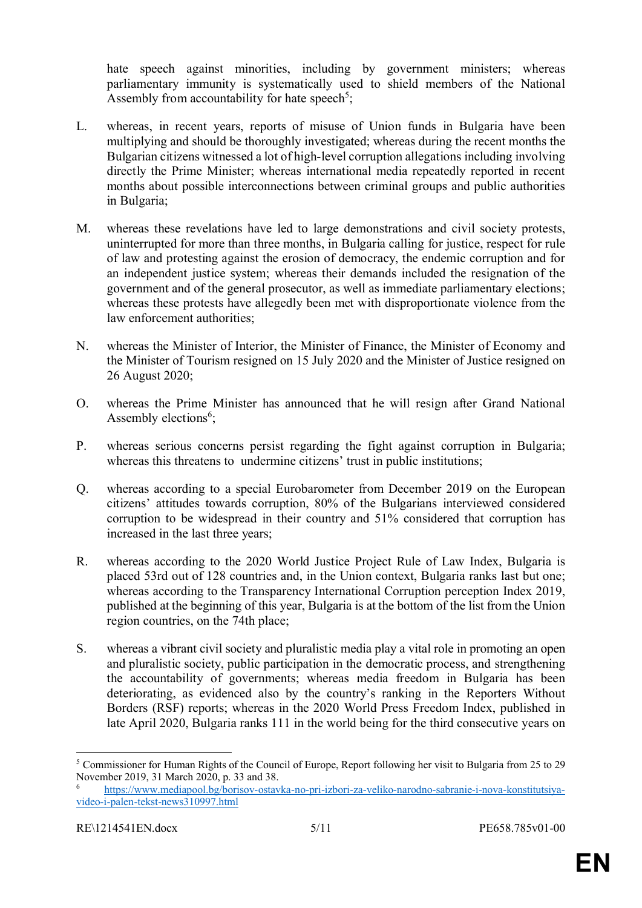hate speech against minorities, including by government ministers; whereas parliamentary immunity is systematically used to shield members of the National Assembly from accountability for hate speech[5];

L. whereas, in recent years, reports of misuse of Union funds in Bulgaria have been multiplying and should be thoroughly investigated; whereas during the recent months the Bulgarian citizens witnessed a lot of high-level corruption allegations including involving directly the Prime Minister; whereas international media repeatedly reported in recent months about possible interconnections between criminal groups and public authorities in Bulgaria;

M. whereas these revelations have led to large demonstrations and civil society protests, uninterrupted for more than three months, in Bulgaria calling for justice, respect for rule of law and protesting against the erosion of democracy, the endemic corruption and for an independent justice system; whereas their demands included the resignation of the government and of the general prosecutor, as well as immediate parliamentary elections; whereas these protests have allegedly been met with disproportionate violence from the law enforcement authorities;

N. whereas the Minister of Interior, the Minister of Finance, the Minister of Economy and the Minister of Tourism resigned on 15 July 2020 and the Minister of Justice resigned on 26 August 2020;

O. whereas the Prime Minister has announced that he will resign after Grand National Assembly elections[6];

P. whereas serious concerns persist regarding the fight against corruption in Bulgaria; whereas this threatens to undermine citizens' trust in public institutions;

Q. whereas according to a special Eurobarometer from December 2019 on the European citizens' attitudes towards corruption, 80% of the Bulgarians interviewed considered corruption to be widespread in their country and 51% considered that corruption has increased in the last three years;

R. whereas according to the 2020 World Justice Project Rule of Law Index, Bulgaria is placed 53rd out of 128 countries and, in the Union context, Bulgaria ranks last but one; whereas according to the Transparency International Corruption perception Index 2019, published at the beginning of this year, Bulgaria is at the bottom of the list from the Union region countries, on the 74th place;

S. whereas a vibrant civil society and pluralistic media play a vital role in promoting an open and pluralistic society, public participation in the democratic process, and strengthening the accountability of governments; whereas media freedom in Bulgaria has been deteriorating, as evidenced also by the country's ranking in the Reporters Without Borders (RSF) reports; whereas in the 2020 World Press Freedom Index, published in late April 2020, Bulgaria ranks 111 in the world being for the third consecutive years on

---

[5] Commissioner for Human Rights of the Council of Europe, Report following her visit to Bulgaria from 25 to 29 November 2019, 31 March 2020, p. 33 and 38.

[6] https://www.mediapool.bg/borisov-ostavka-no-pri-izbori-za-veliko-narodno-sabranie-i-nova-konstitutsiya-video-i-palen-tekst-news310997.html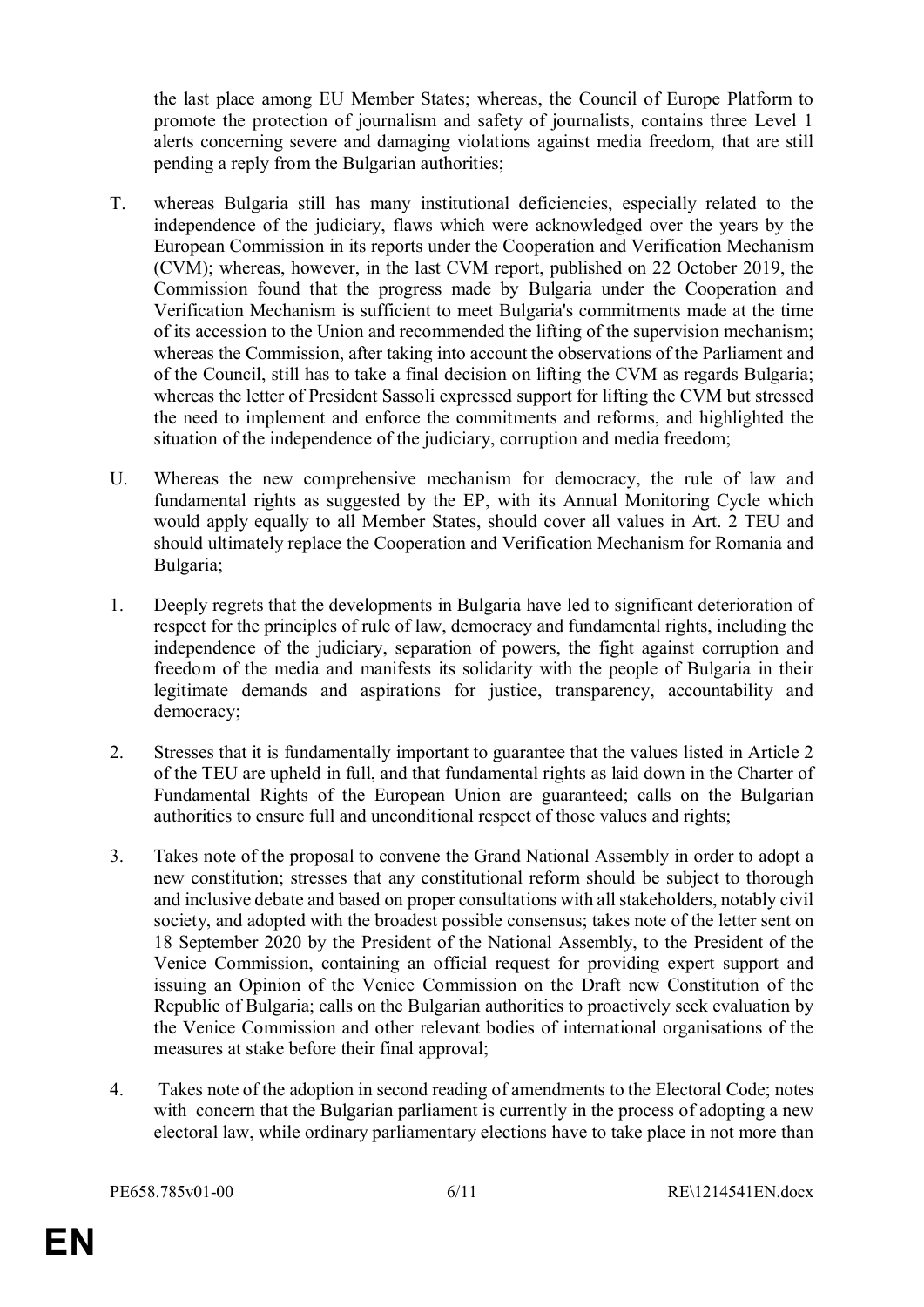the last place among EU Member States; whereas, the Council of Europe Platform to promote the protection of journalism and safety of journalists, contains three Level 1 alerts concerning severe and damaging violations against media freedom, that are still pending a reply from the Bulgarian authorities;

T. whereas Bulgaria still has many institutional deficiencies, especially related to the independence of the judiciary, flaws which were acknowledged over the years by the European Commission in its reports under the Cooperation and Verification Mechanism (CVM); whereas, however, in the last CVM report, published on 22 October 2019, the Commission found that the progress made by Bulgaria under the Cooperation and Verification Mechanism is sufficient to meet Bulgaria's commitments made at the time of its accession to the Union and recommended the lifting of the supervision mechanism; whereas the Commission, after taking into account the observations of the Parliament and of the Council, still has to take a final decision on lifting the CVM as regards Bulgaria; whereas the letter of President Sassoli expressed support for lifting the CVM but stressed the need to implement and enforce the commitments and reforms, and highlighted the situation of the independence of the judiciary, corruption and media freedom;

U. Whereas the new comprehensive mechanism for democracy, the rule of law and fundamental rights as suggested by the EP, with its Annual Monitoring Cycle which would apply equally to all Member States, should cover all values in Art. 2 TEU and should ultimately replace the Cooperation and Verification Mechanism for Romania and Bulgaria;

1. Deeply regrets that the developments in Bulgaria have led to significant deterioration of respect for the principles of rule of law, democracy and fundamental rights, including the independence of the judiciary, separation of powers, the fight against corruption and freedom of the media and manifests its solidarity with the people of Bulgaria in their legitimate demands and aspirations for justice, transparency, accountability and democracy;

2. Stresses that it is fundamentally important to guarantee that the values listed in Article 2 of the TEU are upheld in full, and that fundamental rights as laid down in the Charter of Fundamental Rights of the European Union are guaranteed; calls on the Bulgarian authorities to ensure full and unconditional respect of those values and rights;

3. Takes note of the proposal to convene the Grand National Assembly in order to adopt a new constitution; stresses that any constitutional reform should be subject to thorough and inclusive debate and based on proper consultations with all stakeholders, notably civil society, and adopted with the broadest possible consensus; takes note of the letter sent on 18 September 2020 by the President of the National Assembly, to the President of the Venice Commission, containing an official request for providing expert support and issuing an Opinion of the Venice Commission on the Draft new Constitution of the Republic of Bulgaria; calls on the Bulgarian authorities to proactively seek evaluation by the Venice Commission and other relevant bodies of international organisations of the measures at stake before their final approval;

4. Takes note of the adoption in second reading of amendments to the Electoral Code; notes with concern that the Bulgarian parliament is currently in the process of adopting a new electoral law, while ordinary parliamentary elections have to take place in not more than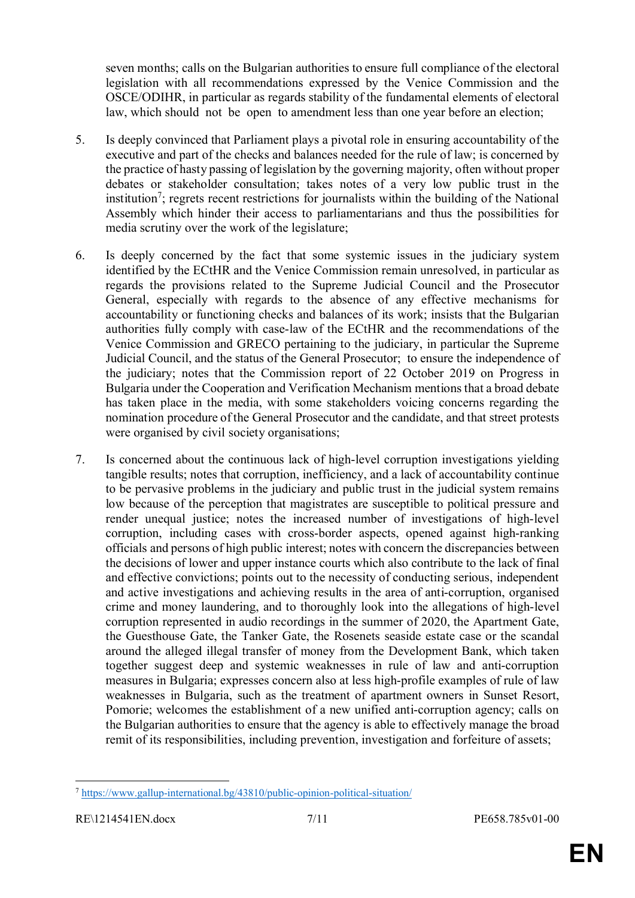seven months; calls on the Bulgarian authorities to ensure full compliance of the electoral legislation with all recommendations expressed by the Venice Commission and the OSCE/ODIHR, in particular as regards stability of the fundamental elements of electoral law, which should not be open to amendment less than one year before an election;

5. Is deeply convinced that Parliament plays a pivotal role in ensuring accountability of the executive and part of the checks and balances needed for the rule of law; is concerned by the practice of hasty passing of legislation by the governing majority, often without proper debates or stakeholder consultation; takes notes of a very low public trust in the institution[7]; regrets recent restrictions for journalists within the building of the National Assembly which hinder their access to parliamentarians and thus the possibilities for media scrutiny over the work of the legislature;

6. Is deeply concerned by the fact that some systemic issues in the judiciary system identified by the ECtHR and the Venice Commission remain unresolved, in particular as regards the provisions related to the Supreme Judicial Council and the Prosecutor General, especially with regards to the absence of any effective mechanisms for accountability or functioning checks and balances of its work; insists that the Bulgarian authorities fully comply with case-law of the ECtHR and the recommendations of the Venice Commission and GRECO pertaining to the judiciary, in particular the Supreme Judicial Council, and the status of the General Prosecutor; to ensure the independence of the judiciary; notes that the Commission report of 22 October 2019 on Progress in Bulgaria under the Cooperation and Verification Mechanism mentions that a broad debate has taken place in the media, with some stakeholders voicing concerns regarding the nomination procedure of the General Prosecutor and the candidate, and that street protests were organised by civil society organisations;

7. Is concerned about the continuous lack of high-level corruption investigations yielding tangible results; notes that corruption, inefficiency, and a lack of accountability continue to be pervasive problems in the judiciary and public trust in the judicial system remains low because of the perception that magistrates are susceptible to political pressure and render unequal justice; notes the increased number of investigations of high-level corruption, including cases with cross-border aspects, opened against high-ranking officials and persons of high public interest; notes with concern the discrepancies between the decisions of lower and upper instance courts which also contribute to the lack of final and effective convictions; points out to the necessity of conducting serious, independent and active investigations and achieving results in the area of anti-corruption, organised crime and money laundering, and to thoroughly look into the allegations of high-level corruption represented in audio recordings in the summer of 2020, the Apartment Gate, the Guesthouse Gate, the Tanker Gate, the Rosenets seaside estate case or the scandal around the alleged illegal transfer of money from the Development Bank, which taken together suggest deep and systemic weaknesses in rule of law and anti-corruption measures in Bulgaria; expresses concern also at less high-profile examples of rule of law weaknesses in Bulgaria, such as the treatment of apartment owners in Sunset Resort, Pomorie; welcomes the establishment of a new unified anti-corruption agency; calls on the Bulgarian authorities to ensure that the agency is able to effectively manage the broad remit of its responsibilities, including prevention, investigation and forfeiture of assets;

---

[7] https://www.gallup-international.bg/43810/public-opinion-political-situation/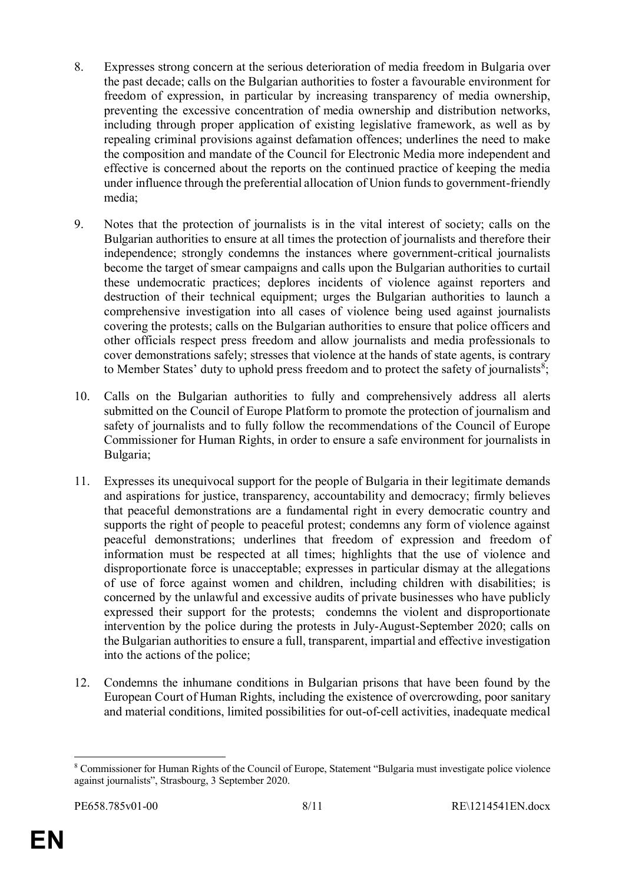8. Expresses strong concern at the serious deterioration of media freedom in Bulgaria over the past decade; calls on the Bulgarian authorities to foster a favourable environment for freedom of expression, in particular by increasing transparency of media ownership, preventing the excessive concentration of media ownership and distribution networks, including through proper application of existing legislative framework, as well as by repealing criminal provisions against defamation offences; underlines the need to make the composition and mandate of the Council for Electronic Media more independent and effective is concerned about the reports on the continued practice of keeping the media under influence through the preferential allocation of Union funds to government-friendly media;

9. Notes that the protection of journalists is in the vital interest of society; calls on the Bulgarian authorities to ensure at all times the protection of journalists and therefore their independence; strongly condemns the instances where government-critical journalists become the target of smear campaigns and calls upon the Bulgarian authorities to curtail these undemocratic practices; deplores incidents of violence against reporters and destruction of their technical equipment; urges the Bulgarian authorities to launch a comprehensive investigation into all cases of violence being used against journalists covering the protests; calls on the Bulgarian authorities to ensure that police officers and other officials respect press freedom and allow journalists and media professionals to cover demonstrations safely; stresses that violence at the hands of state agents, is contrary to Member States' duty to uphold press freedom and to protect the safety of journalists[8];

10. Calls on the Bulgarian authorities to fully and comprehensively address all alerts submitted on the Council of Europe Platform to promote the protection of journalism and safety of journalists and to fully follow the recommendations of the Council of Europe Commissioner for Human Rights, in order to ensure a safe environment for journalists in Bulgaria;

11. Expresses its unequivocal support for the people of Bulgaria in their legitimate demands and aspirations for justice, transparency, accountability and democracy; firmly believes that peaceful demonstrations are a fundamental right in every democratic country and supports the right of people to peaceful protest; condemns any form of violence against peaceful demonstrations; underlines that freedom of expression and freedom of information must be respected at all times; highlights that the use of violence and disproportionate force is unacceptable; expresses in particular dismay at the allegations of use of force against women and children, including children with disabilities; is concerned by the unlawful and excessive audits of private businesses who have publicly expressed their support for the protests; condemns the violent and disproportionate intervention by the police during the protests in July-August-September 2020; calls on the Bulgarian authorities to ensure a full, transparent, impartial and effective investigation into the actions of the police;

12. Condemns the inhumane conditions in Bulgarian prisons that have been found by the European Court of Human Rights, including the existence of overcrowding, poor sanitary and material conditions, limited possibilities for out-of-cell activities, inadequate medical

---

[8] Commissioner for Human Rights of the Council of Europe, Statement "Bulgaria must investigate police violence against journalists", Strasbourg, 3 September 2020.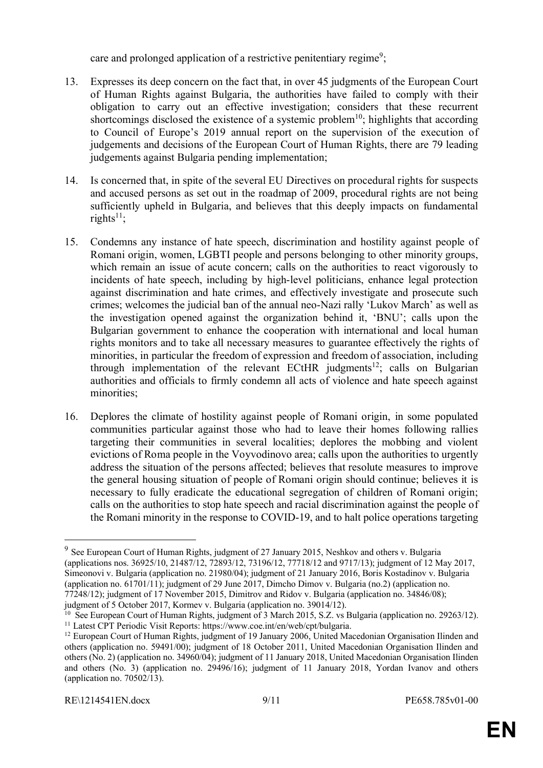care and prolonged application of a restrictive penitentiary regime[9];

13. Expresses its deep concern on the fact that, in over 45 judgments of the European Court of Human Rights against Bulgaria, the authorities have failed to comply with their obligation to carry out an effective investigation; considers that these recurrent shortcomings disclosed the existence of a systemic problem[10]; highlights that according to Council of Europe's 2019 annual report on the supervision of the execution of judgements and decisions of the European Court of Human Rights, there are 79 leading judgements against Bulgaria pending implementation;

14. Is concerned that, in spite of the several EU Directives on procedural rights for suspects and accused persons as set out in the roadmap of 2009, procedural rights are not being sufficiently upheld in Bulgaria, and believes that this deeply impacts on fundamental rights[11];

15. Condemns any instance of hate speech, discrimination and hostility against people of Romani origin, women, LGBTI people and persons belonging to other minority groups, which remain an issue of acute concern; calls on the authorities to react vigorously to incidents of hate speech, including by high-level politicians, enhance legal protection against discrimination and hate crimes, and effectively investigate and prosecute such crimes; welcomes the judicial ban of the annual neo-Nazi rally 'Lukov March' as well as the investigation opened against the organization behind it, 'BNU'; calls upon the Bulgarian government to enhance the cooperation with international and local human rights monitors and to take all necessary measures to guarantee effectively the rights of minorities, in particular the freedom of expression and freedom of association, including through implementation of the relevant ECtHR judgments[12]; calls on Bulgarian authorities and officials to firmly condemn all acts of violence and hate speech against minorities;

16. Deplores the climate of hostility against people of Romani origin, in some populated communities particular against those who had to leave their homes following rallies targeting their communities in several localities; deplores the mobbing and violent evictions of Roma people in the Voyvodinovo area; calls upon the authorities to urgently address the situation of the persons affected; believes that resolute measures to improve the general housing situation of people of Romani origin should continue; believes it is necessary to fully eradicate the educational segregation of children of Romani origin; calls on the authorities to stop hate speech and racial discrimination against the people of the Romani minority in the response to COVID-19, and to halt police operations targeting

---

[9] See European Court of Human Rights, judgment of 27 January 2015, Neshkov and others v. Bulgaria (applications nos. 36925/10, 21487/12, 72893/12, 73196/12, 77718/12 and 9717/13); judgment of 12 May 2017, Simeonovi v. Bulgaria (application no. 21980/04); judgment of 21 January 2016, Boris Kostadinov v. Bulgaria (application no. 61701/11); judgment of 29 June 2017, Dimcho Dimov v. Bulgaria (no.2) (application no. 77248/12); judgment of 17 November 2015, Dimitrov and Ridov v. Bulgaria (application no. 34846/08); judgment of 5 October 2017, Kormev v. Bulgaria (application no. 39014/12).

[10] See European Court of Human Rights, judgment of 3 March 2015, S.Z. vs Bulgaria (application no. 29263/12).

[11] Latest CPT Periodic Visit Reports: https://www.coe.int/en/web/cpt/bulgaria.

[12] European Court of Human Rights, judgment of 19 January 2006, United Macedonian Organisation Ilinden and others (application no. 59491/00); judgment of 18 October 2011, United Macedonian Organisation Ilinden and others (No. 2) (application no. 34960/04); judgment of 11 January 2018, United Macedonian Organisation Ilinden and others (No. 3) (application no. 29496/16); judgment of 11 January 2018, Yordan Ivanov and others (application no. 70502/13).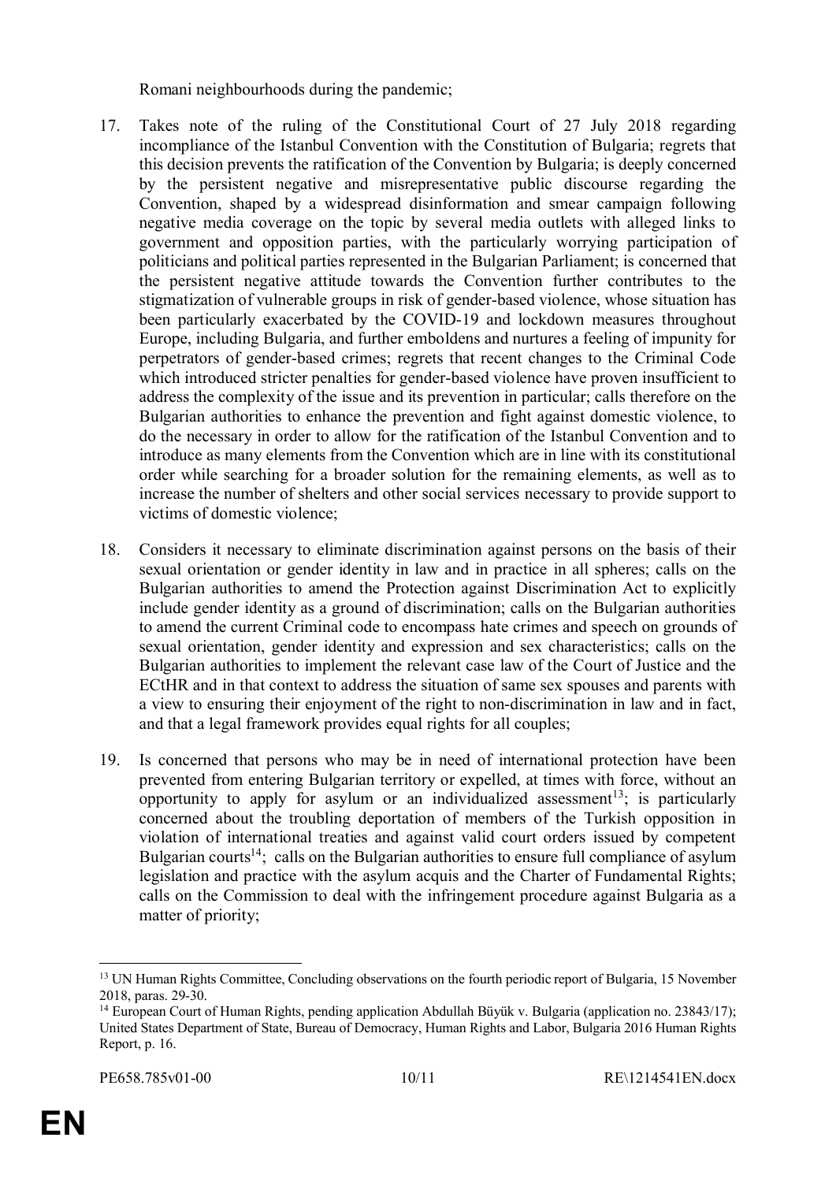Romani neighbourhoods during the pandemic;

17. Takes note of the ruling of the Constitutional Court of 27 July 2018 regarding incompliance of the Istanbul Convention with the Constitution of Bulgaria; regrets that this decision prevents the ratification of the Convention by Bulgaria; is deeply concerned by the persistent negative and misrepresentative public discourse regarding the Convention, shaped by a widespread disinformation and smear campaign following negative media coverage on the topic by several media outlets with alleged links to government and opposition parties, with the particularly worrying participation of politicians and political parties represented in the Bulgarian Parliament; is concerned that the persistent negative attitude towards the Convention further contributes to the stigmatization of vulnerable groups in risk of gender-based violence, whose situation has been particularly exacerbated by the COVID-19 and lockdown measures throughout Europe, including Bulgaria, and further emboldens and nurtures a feeling of impunity for perpetrators of gender-based crimes; regrets that recent changes to the Criminal Code which introduced stricter penalties for gender-based violence have proven insufficient to address the complexity of the issue and its prevention in particular; calls therefore on the Bulgarian authorities to enhance the prevention and fight against domestic violence, to do the necessary in order to allow for the ratification of the Istanbul Convention and to introduce as many elements from the Convention which are in line with its constitutional order while searching for a broader solution for the remaining elements, as well as to increase the number of shelters and other social services necessary to provide support to victims of domestic violence;

18. Considers it necessary to eliminate discrimination against persons on the basis of their sexual orientation or gender identity in law and in practice in all spheres; calls on the Bulgarian authorities to amend the Protection against Discrimination Act to explicitly include gender identity as a ground of discrimination; calls on the Bulgarian authorities to amend the current Criminal code to encompass hate crimes and speech on grounds of sexual orientation, gender identity and expression and sex characteristics; calls on the Bulgarian authorities to implement the relevant case law of the Court of Justice and the ECtHR and in that context to address the situation of same sex spouses and parents with a view to ensuring their enjoyment of the right to non-discrimination in law and in fact, and that a legal framework provides equal rights for all couples;

19. Is concerned that persons who may be in need of international protection have been prevented from entering Bulgarian territory or expelled, at times with force, without an opportunity to apply for asylum or an individualized assessment[13]; is particularly concerned about the troubling deportation of members of the Turkish opposition in violation of international treaties and against valid court orders issued by competent Bulgarian courts[14]; calls on the Bulgarian authorities to ensure full compliance of asylum legislation and practice with the asylum acquis and the Charter of Fundamental Rights; calls on the Commission to deal with the infringement procedure against Bulgaria as a matter of priority;

---

[13] UN Human Rights Committee, Concluding observations on the fourth periodic report of Bulgaria, 15 November 2018, paras. 29-30.

[14] European Court of Human Rights, pending application Abdullah Büyük v. Bulgaria (application no. 23843/17); United States Department of State, Bureau of Democracy, Human Rights and Labor, Bulgaria 2016 Human Rights Report, p. 16.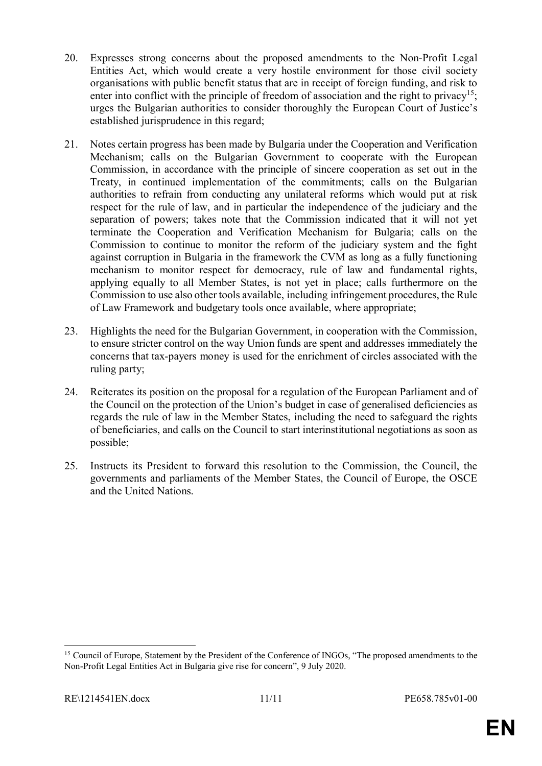20. Expresses strong concerns about the proposed amendments to the Non-Profit Legal Entities Act, which would create a very hostile environment for those civil society organisations with public benefit status that are in receipt of foreign funding, and risk to enter into conflict with the principle of freedom of association and the right to privacy[15]; urges the Bulgarian authorities to consider thoroughly the European Court of Justice's established jurisprudence in this regard;

21. Notes certain progress has been made by Bulgaria under the Cooperation and Verification Mechanism; calls on the Bulgarian Government to cooperate with the European Commission, in accordance with the principle of sincere cooperation as set out in the Treaty, in continued implementation of the commitments; calls on the Bulgarian authorities to refrain from conducting any unilateral reforms which would put at risk respect for the rule of law, and in particular the independence of the judiciary and the separation of powers; takes note that the Commission indicated that it will not yet terminate the Cooperation and Verification Mechanism for Bulgaria; calls on the Commission to continue to monitor the reform of the judiciary system and the fight against corruption in Bulgaria in the framework the CVM as long as a fully functioning mechanism to monitor respect for democracy, rule of law and fundamental rights, applying equally to all Member States, is not yet in place; calls furthermore on the Commission to use also other tools available, including infringement procedures, the Rule of Law Framework and budgetary tools once available, where appropriate;

23. Highlights the need for the Bulgarian Government, in cooperation with the Commission, to ensure stricter control on the way Union funds are spent and addresses immediately the concerns that tax-payers money is used for the enrichment of circles associated with the ruling party;

24. Reiterates its position on the proposal for a regulation of the European Parliament and of the Council on the protection of the Union's budget in case of generalised deficiencies as regards the rule of law in the Member States, including the need to safeguard the rights of beneficiaries, and calls on the Council to start interinstitutional negotiations as soon as possible;

25. Instructs its President to forward this resolution to the Commission, the Council, the governments and parliaments of the Member States, the Council of Europe, the OSCE and the United Nations.

---

[15] Council of Europe, Statement by the President of the Conference of INGOs, "The proposed amendments to the Non-Profit Legal Entities Act in Bulgaria give rise for concern", 9 July 2020.